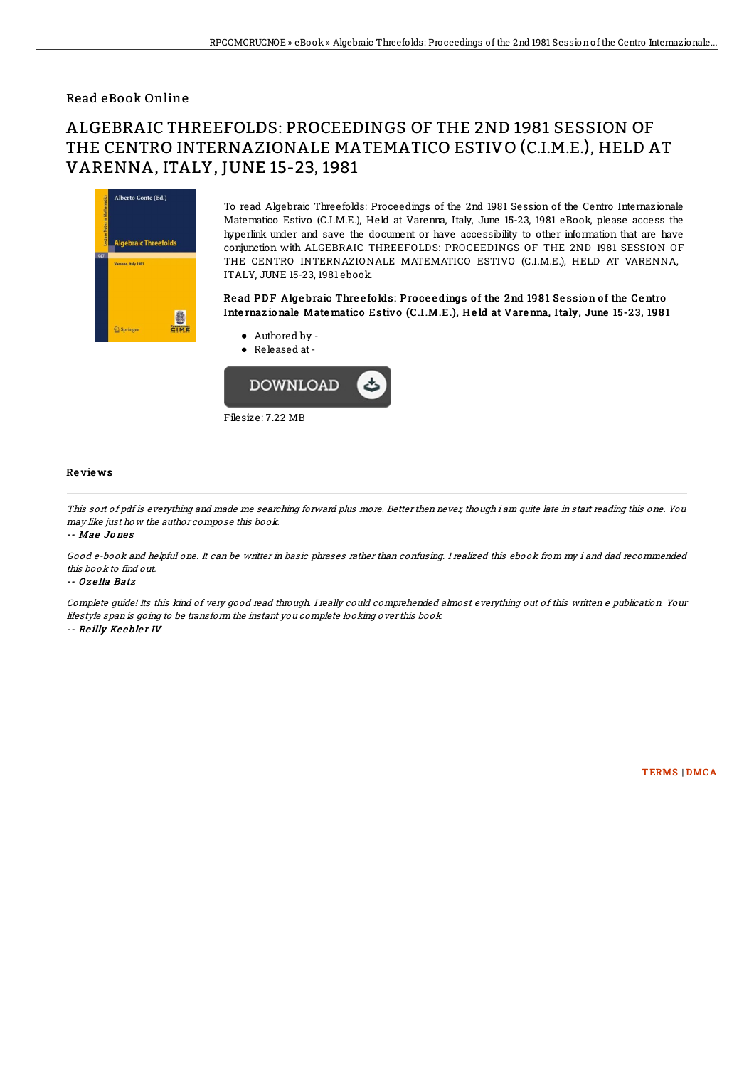Read eBook Online

# ALGEBRAIC THREEFOLDS: PROCEEDINGS OF THE 2ND 1981 SESSION OF THE CENTRO INTERNAZIONALE MATEMATICO ESTIVO (C.I.M.E.), HELD AT VARENNA, ITALY, JUNE 15-23, 1981

To read Algebraic Threefolds: Proceedings of the 2nd 1981 Session of the Centro Internazionale Matematico Estivo (C.I.M.E.), Held at Varenna, Italy, June 15-23, 1981 eBook, please access the hyperlink under and save the document or have accessibility to other information that are have conjunction with ALGEBRAIC THREEFOLDS: PROCEEDINGS OF THE 2ND 1981 SESSION OF THE CENTRO INTERNAZIONALE MATEMATICO ESTIVO (C.I.M.E.), HELD AT VARENNA, ITALY, JUNE 15-23, 1981 ebook.

### Read PDF Algebraic Threefolds: Proceedings of the 2nd 1981 Session of the Centro Internazionale Matematico Estivo (C.I.M.E.), Held at Varenna, Italy, June 15-23, 1981

- Authored by -
- Released at -

Filesize: 7.22 MB

## Reviews

*This sort of pdf is everything and made me searching forward plus more. Better then never, though i am quite late in start reading this one. You may like just how the author compose this book.*

-- *Mae Jones*

*Good e-book and helpful one. It can be writter in basic phrases rather than confusing. I realized this ebook from my i and dad recommended this book to find out.*

-- *Ozella Batz*

*Complete guide! Its this kind of very good read through. I really could comprehended almost everything out of this written e publication. Your lifestyle span is going to be transform the instant you complete looking over this book.*

-- *Reilly Keebler IV*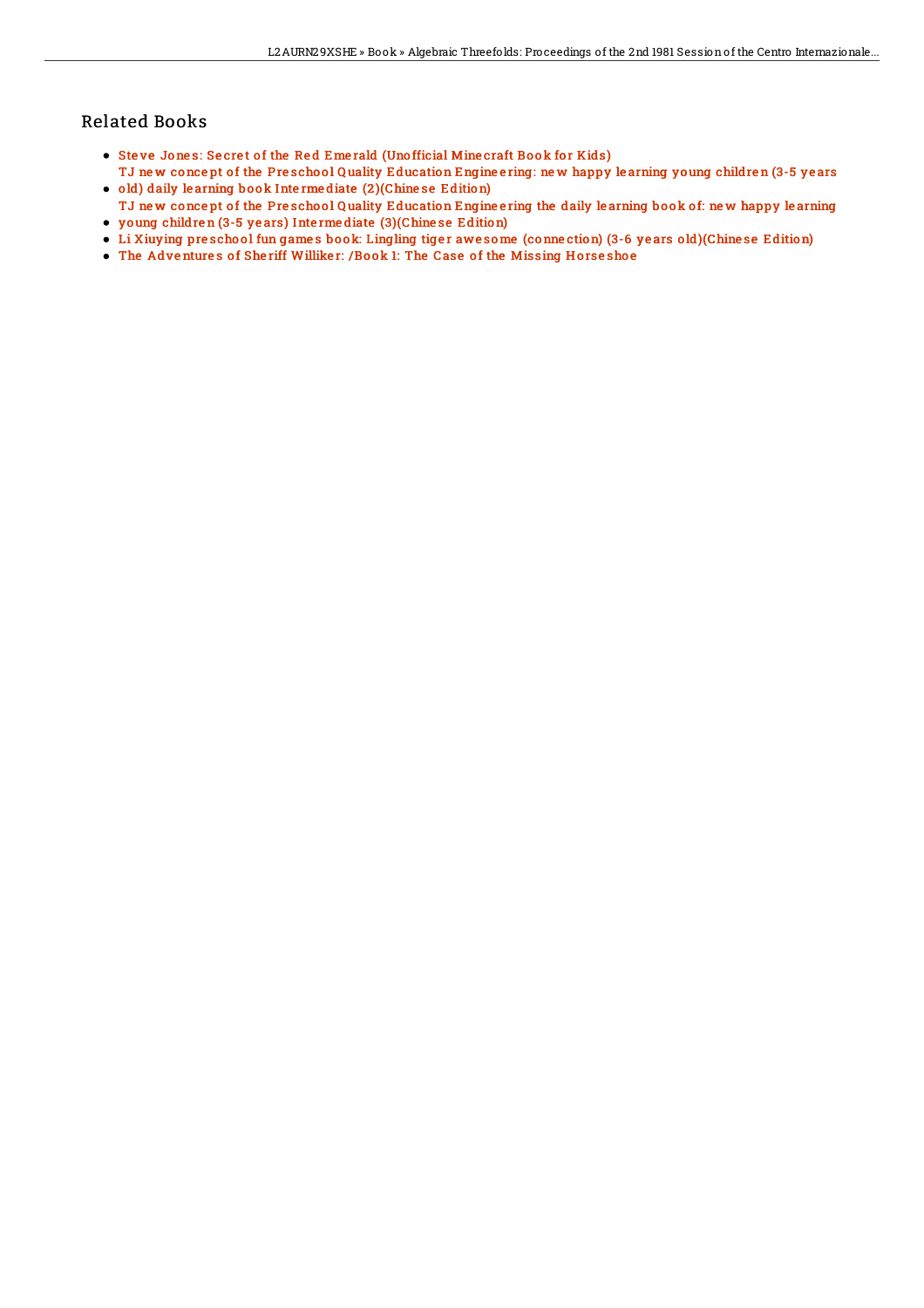## Related Books

- Steve Jones: Secret of the Red Emerald (Unofficial Minecraft Book for Kids)
- TJ new concept of the Preschool Quality Education Engineering: new happy learning young children (3-5 years old) daily learning book Intermediate (2)(Chinese Edition)
- TJ new concept of the Preschool Quality Education Engineering the daily learning book of: new happy learning young children (3-5 years) Intermediate (3)(Chinese Edition)
- Li Xiuying preschool fun games book: Lingling tiger awesome (connection) (3-6 years old)(Chinese Edition)
- The Adventures of Sheriff Williker: /Book 1: The Case of the Missing Horseshoe